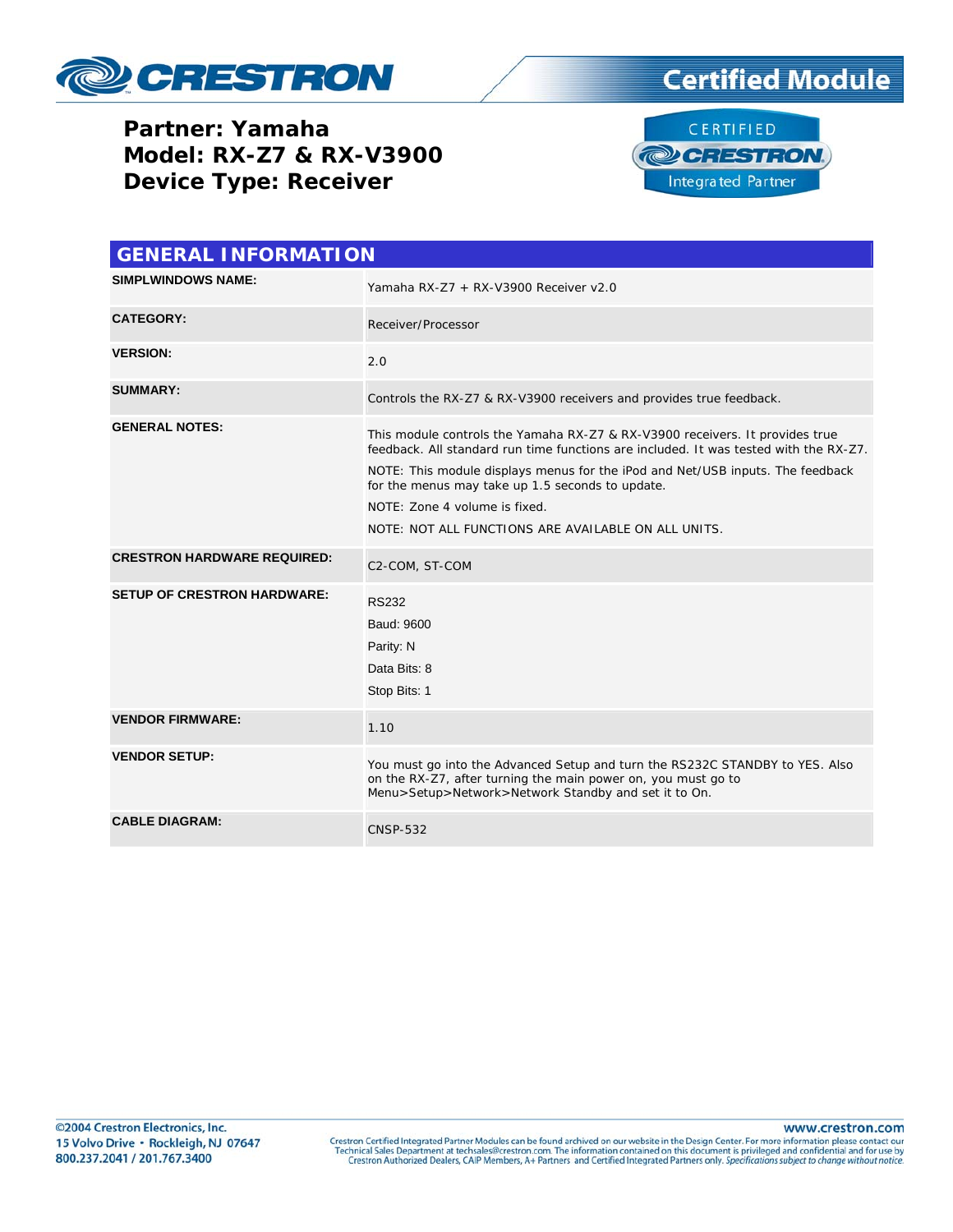# CRESTRON

## Certified Module

**Partner: Yamaha**
**Model: RX-Z7 & RX-V3900**
**Device Type: Receiver**

CERTIFIED CRESTRON Integrated Partner

## GENERAL INFORMATION

| | |
|---|---|
| **SIMPLWINDOWS NAME:** | Yamaha RX-Z7 + RX-V3900 Receiver v2.0 |
| **CATEGORY:** | Receiver/Processor |
| **VERSION:** | 2.0 |
| **SUMMARY:** | Controls the RX-Z7 & RX-V3900 receivers and provides true feedback. |
| **GENERAL NOTES:** | This module controls the Yamaha RX-Z7 & RX-V3900 receivers. It provides true feedback. All standard run time functions are included. It was tested with the RX-Z7.<br><br>NOTE: This module displays menus for the iPod and Net/USB inputs. The feedback for the menus may take up 1.5 seconds to update.<br><br>NOTE: Zone 4 volume is fixed.<br><br>NOTE: NOT ALL FUNCTIONS ARE AVAILABLE ON ALL UNITS. |
| **CRESTRON HARDWARE REQUIRED:** | C2-COM, ST-COM |
| **SETUP OF CRESTRON HARDWARE:** | RS232<br>Baud: 9600<br>Parity: N<br>Data Bits: 8<br>Stop Bits: 1 |
| **VENDOR FIRMWARE:** | 1.10 |
| **VENDOR SETUP:** | You must go into the Advanced Setup and turn the RS232C STANDBY to YES. Also on the RX-Z7, after turning the main power on, you must go to Menu>Setup>Network>Network Standby and set it to On. |
| **CABLE DIAGRAM:** | CNSP-532 |

©2004 Crestron Electronics, Inc.
15 Volvo Drive • Rockleigh, NJ 07647
800.237.2041 / 201.767.3400

www.crestron.com
Crestron Certified Integrated Partner Modules can be found archived on our website in the Design Center. For more information please contact our Technical Sales Department at techsales@crestron.com. The information contained on this document is privileged and confidential and for use by Crestron Authorized Dealers, CAIP Members, A+ Partners and Certified Integrated Partners only. *Specifications subject to change without notice.*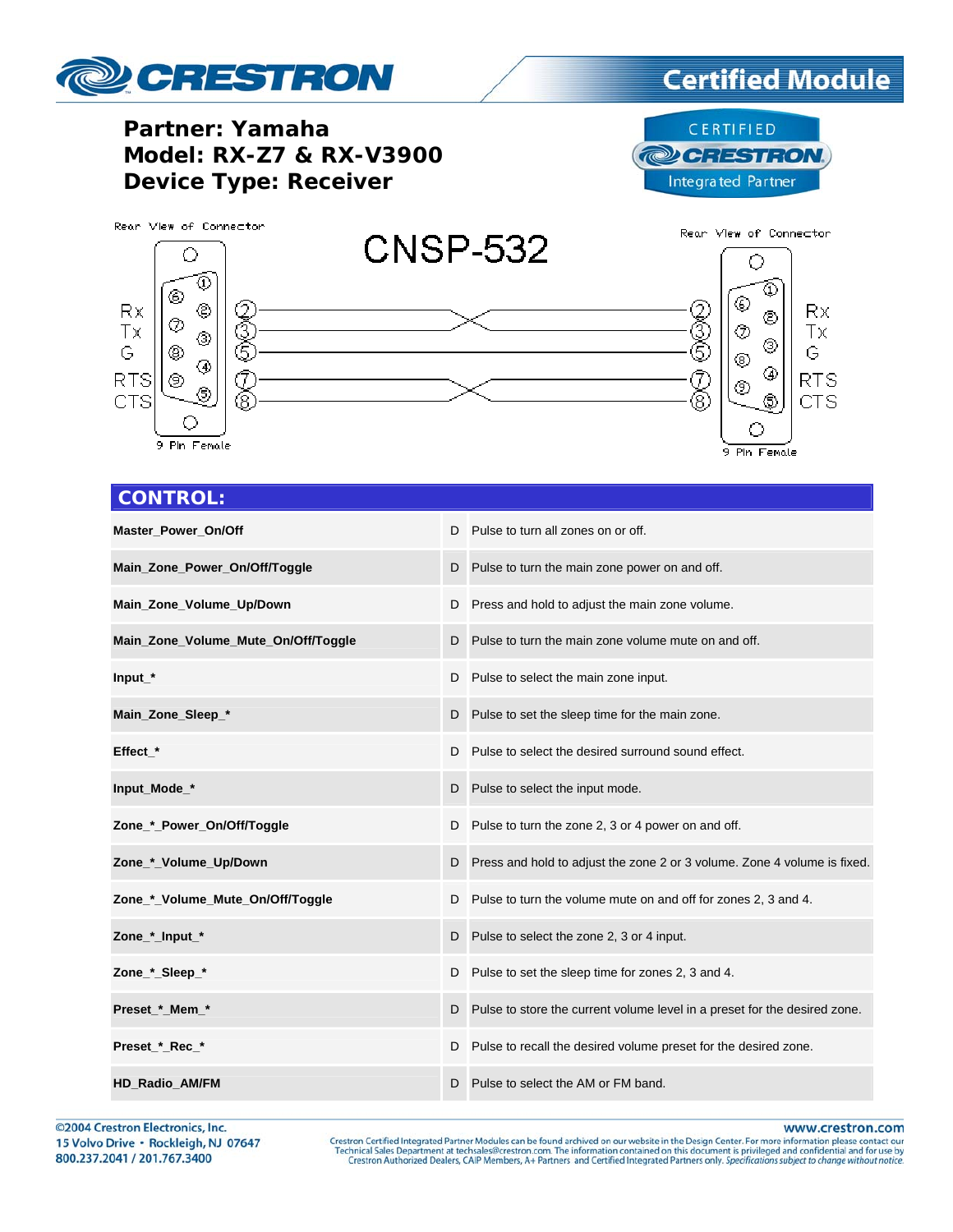**Partner: Yamaha**
**Model: RX-Z7 & RX-V3900**
**Device Type: Receiver**

CNSP-532

Rear View of Connector — 9 Pin Female

| Left Pin | Signal | | Right Pin | Signal |
|---|---|---|---|---|
| 2 | Rx | crosses to | 3 | Tx |
| 3 | Tx | crosses to | 2 | Rx |
| 5 | G | to | 5 | G |
| 7 | RTS | crosses to | 8 | CTS |
| 8 | CTS | crosses to | 7 | RTS |

## CONTROL:

| | | |
|---|---|---|
| **Master_Power_On/Off** | D | Pulse to turn all zones on or off. |
| **Main_Zone_Power_On/Off/Toggle** | D | Pulse to turn the main zone power on and off. |
| **Main_Zone_Volume_Up/Down** | D | Press and hold to adjust the main zone volume. |
| **Main_Zone_Volume_Mute_On/Off/Toggle** | D | Pulse to turn the main zone volume mute on and off. |
| **Input_*** | D | Pulse to select the main zone input. |
| **Main_Zone_Sleep_*** | D | Pulse to set the sleep time for the main zone. |
| **Effect_*** | D | Pulse to select the desired surround sound effect. |
| **Input_Mode_*** | D | Pulse to select the input mode. |
| **Zone_*_Power_On/Off/Toggle** | D | Pulse to turn the zone 2, 3 or 4 power on and off. |
| **Zone_*_Volume_Up/Down** | D | Press and hold to adjust the zone 2 or 3 volume. Zone 4 volume is fixed. |
| **Zone_*_Volume_Mute_On/Off/Toggle** | D | Pulse to turn the volume mute on and off for zones 2, 3 and 4. |
| **Zone_*_Input_*** | D | Pulse to select the zone 2, 3 or 4 input. |
| **Zone_*_Sleep_*** | D | Pulse to set the sleep time for zones 2, 3 and 4. |
| **Preset_*_Mem_*** | D | Pulse to store the current volume level in a preset for the desired zone. |
| **Preset_*_Rec_*** | D | Pulse to recall the desired volume preset for the desired zone. |
| **HD_Radio_AM/FM** | D | Pulse to select the AM or FM band. |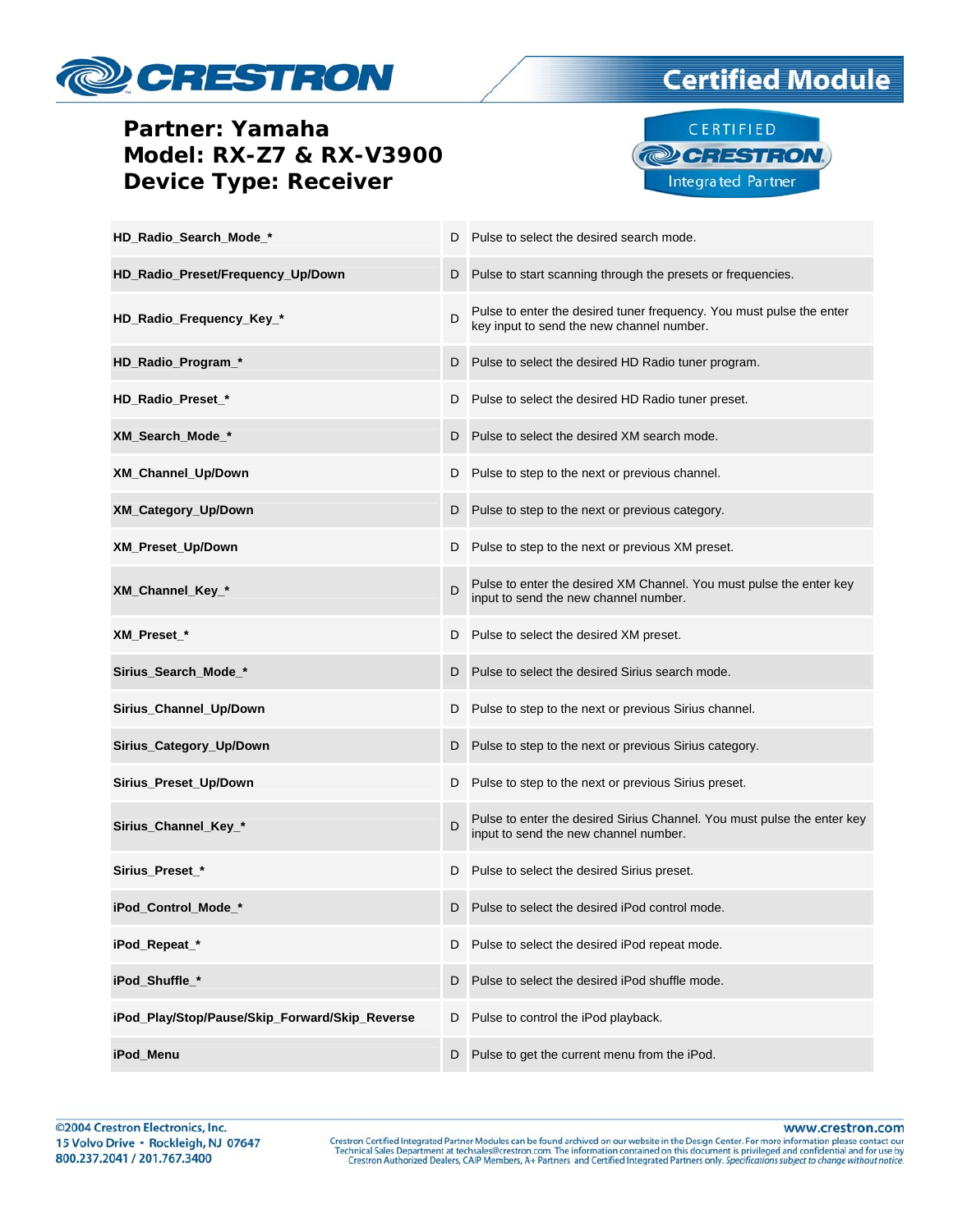**Partner: Yamaha**
**Model: RX-Z7 & RX-V3900**
**Device Type: Receiver**

| | | |
|---|---|---|
| **HD_Radio_Search_Mode_*** | D | Pulse to select the desired search mode. |
| **HD_Radio_Preset/Frequency_Up/Down** | D | Pulse to start scanning through the presets or frequencies. |
| **HD_Radio_Frequency_Key_*** | D | Pulse to enter the desired tuner frequency. You must pulse the enter key input to send the new channel number. |
| **HD_Radio_Program_*** | D | Pulse to select the desired HD Radio tuner program. |
| **HD_Radio_Preset_*** | D | Pulse to select the desired HD Radio tuner preset. |
| **XM_Search_Mode_*** | D | Pulse to select the desired XM search mode. |
| **XM_Channel_Up/Down** | D | Pulse to step to the next or previous channel. |
| **XM_Category_Up/Down** | D | Pulse to step to the next or previous category. |
| **XM_Preset_Up/Down** | D | Pulse to step to the next or previous XM preset. |
| **XM_Channel_Key_*** | D | Pulse to enter the desired XM Channel. You must pulse the enter key input to send the new channel number. |
| **XM_Preset_*** | D | Pulse to select the desired XM preset. |
| **Sirius_Search_Mode_*** | D | Pulse to select the desired Sirius search mode. |
| **Sirius_Channel_Up/Down** | D | Pulse to step to the next or previous Sirius channel. |
| **Sirius_Category_Up/Down** | D | Pulse to step to the next or previous Sirius category. |
| **Sirius_Preset_Up/Down** | D | Pulse to step to the next or previous Sirius preset. |
| **Sirius_Channel_Key_*** | D | Pulse to enter the desired Sirius Channel. You must pulse the enter key input to send the new channel number. |
| **Sirius_Preset_*** | D | Pulse to select the desired Sirius preset. |
| **iPod_Control_Mode_*** | D | Pulse to select the desired iPod control mode. |
| **iPod_Repeat_*** | D | Pulse to select the desired iPod repeat mode. |
| **iPod_Shuffle_*** | D | Pulse to select the desired iPod shuffle mode. |
| **iPod_Play/Stop/Pause/Skip_Forward/Skip_Reverse** | D | Pulse to control the iPod playback. |
| **iPod_Menu** | D | Pulse to get the current menu from the iPod. |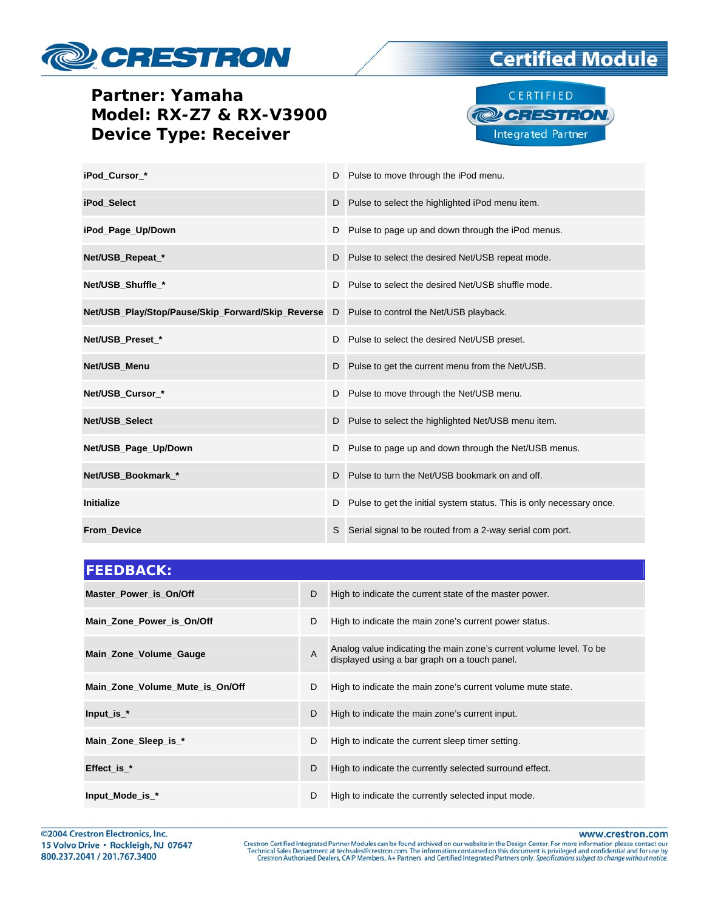**Partner: Yamaha**
**Model: RX-Z7 & RX-V3900**
**Device Type: Receiver**

| | | |
|---|---|---|
| **iPod_Cursor_*** | D | Pulse to move through the iPod menu. |
| **iPod_Select** | D | Pulse to select the highlighted iPod menu item. |
| **iPod_Page_Up/Down** | D | Pulse to page up and down through the iPod menus. |
| **Net/USB_Repeat_*** | D | Pulse to select the desired Net/USB repeat mode. |
| **Net/USB_Shuffle_*** | D | Pulse to select the desired Net/USB shuffle mode. |
| **Net/USB_Play/Stop/Pause/Skip_Forward/Skip_Reverse** | D | Pulse to control the Net/USB playback. |
| **Net/USB_Preset_*** | D | Pulse to select the desired Net/USB preset. |
| **Net/USB_Menu** | D | Pulse to get the current menu from the Net/USB. |
| **Net/USB_Cursor_*** | D | Pulse to move through the Net/USB menu. |
| **Net/USB_Select** | D | Pulse to select the highlighted Net/USB menu item. |
| **Net/USB_Page_Up/Down** | D | Pulse to page up and down through the Net/USB menus. |
| **Net/USB_Bookmark_*** | D | Pulse to turn the Net/USB bookmark on and off. |
| **Initialize** | D | Pulse to get the initial system status. This is only necessary once. |
| **From_Device** | S | Serial signal to be routed from a 2-way serial com port. |

## FEEDBACK:

| | | |
|---|---|---|
| **Master_Power_is_On/Off** | D | High to indicate the current state of the master power. |
| **Main_Zone_Power_is_On/Off** | D | High to indicate the main zone's current power status. |
| **Main_Zone_Volume_Gauge** | A | Analog value indicating the main zone's current volume level. To be displayed using a bar graph on a touch panel. |
| **Main_Zone_Volume_Mute_is_On/Off** | D | High to indicate the main zone's current volume mute state. |
| **Input_is_*** | D | High to indicate the main zone's current input. |
| **Main_Zone_Sleep_is_*** | D | High to indicate the current sleep timer setting. |
| **Effect_is_*** | D | High to indicate the currently selected surround effect. |
| **Input_Mode_is_*** | D | High to indicate the currently selected input mode. |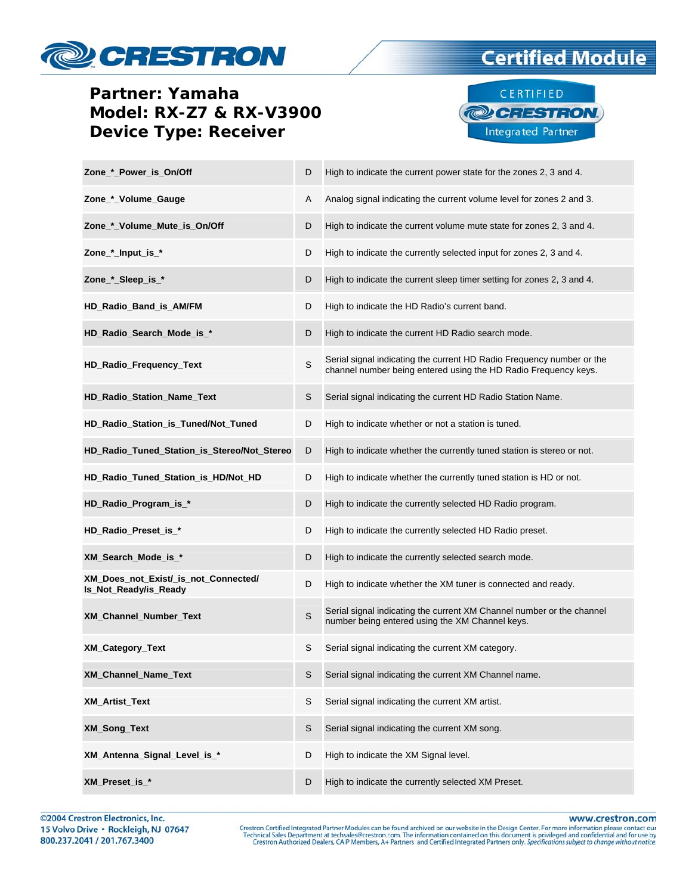**Partner: Yamaha**
**Model: RX-Z7 & RX-V3900**
**Device Type: Receiver**

| | | |
|---|---|---|
| **Zone_*_Power_is_On/Off** | D | High to indicate the current power state for the zones 2, 3 and 4. |
| **Zone_*_Volume_Gauge** | A | Analog signal indicating the current volume level for zones 2 and 3. |
| **Zone_*_Volume_Mute_is_On/Off** | D | High to indicate the current volume mute state for zones 2, 3 and 4. |
| **Zone_*_Input_is_*** | D | High to indicate the currently selected input for zones 2, 3 and 4. |
| **Zone_*_Sleep_is_*** | D | High to indicate the current sleep timer setting for zones 2, 3 and 4. |
| **HD_Radio_Band_is_AM/FM** | D | High to indicate the HD Radio's current band. |
| **HD_Radio_Search_Mode_is_*** | D | High to indicate the current HD Radio search mode. |
| **HD_Radio_Frequency_Text** | S | Serial signal indicating the current HD Radio Frequency number or the channel number being entered using the HD Radio Frequency keys. |
| **HD_Radio_Station_Name_Text** | S | Serial signal indicating the current HD Radio Station Name. |
| **HD_Radio_Station_is_Tuned/Not_Tuned** | D | High to indicate whether or not a station is tuned. |
| **HD_Radio_Tuned_Station_is_Stereo/Not_Stereo** | D | High to indicate whether the currently tuned station is stereo or not. |
| **HD_Radio_Tuned_Station_is_HD/Not_HD** | D | High to indicate whether the currently tuned station is HD or not. |
| **HD_Radio_Program_is_*** | D | High to indicate the currently selected HD Radio program. |
| **HD_Radio_Preset_is_*** | D | High to indicate the currently selected HD Radio preset. |
| **XM_Search_Mode_is_*** | D | High to indicate the currently selected search mode. |
| **XM_Does_not_Exist/_is_not_Connected/ Is_Not_Ready/is_Ready** | D | High to indicate whether the XM tuner is connected and ready. |
| **XM_Channel_Number_Text** | S | Serial signal indicating the current XM Channel number or the channel number being entered using the XM Channel keys. |
| **XM_Category_Text** | S | Serial signal indicating the current XM category. |
| **XM_Channel_Name_Text** | S | Serial signal indicating the current XM Channel name. |
| **XM_Artist_Text** | S | Serial signal indicating the current XM artist. |
| **XM_Song_Text** | S | Serial signal indicating the current XM song. |
| **XM_Antenna_Signal_Level_is_*** | D | High to indicate the XM Signal level. |
| **XM_Preset_is_*** | D | High to indicate the currently selected XM Preset. |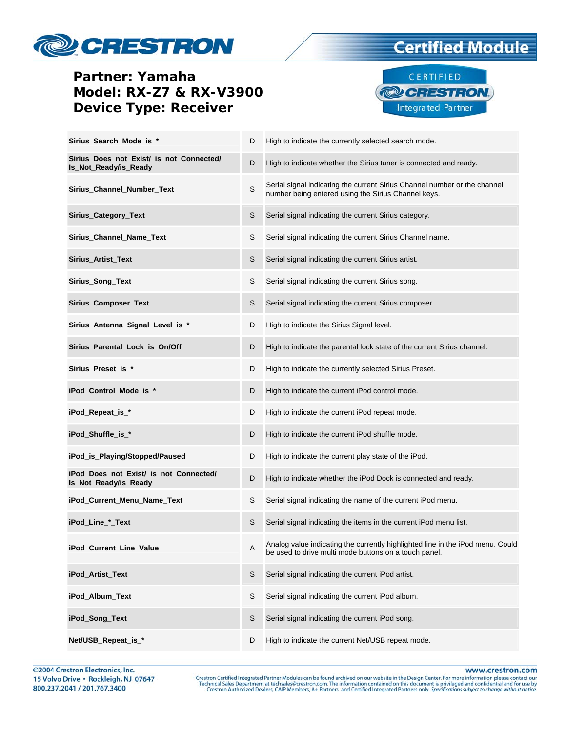**Partner: Yamaha**
**Model: RX-Z7 & RX-V3900**
**Device Type: Receiver**

| | | |
|---|---|---|
| **Sirius_Search_Mode_is_*** | D | High to indicate the currently selected search mode. |
| **Sirius_Does_not_Exist/_is_not_Connected/ Is_Not_Ready/is_Ready** | D | High to indicate whether the Sirius tuner is connected and ready. |
| **Sirius_Channel_Number_Text** | S | Serial signal indicating the current Sirius Channel number or the channel number being entered using the Sirius Channel keys. |
| **Sirius_Category_Text** | S | Serial signal indicating the current Sirius category. |
| **Sirius_Channel_Name_Text** | S | Serial signal indicating the current Sirius Channel name. |
| **Sirius_Artist_Text** | S | Serial signal indicating the current Sirius artist. |
| **Sirius_Song_Text** | S | Serial signal indicating the current Sirius song. |
| **Sirius_Composer_Text** | S | Serial signal indicating the current Sirius composer. |
| **Sirius_Antenna_Signal_Level_is_*** | D | High to indicate the Sirius Signal level. |
| **Sirius_Parental_Lock_is_On/Off** | D | High to indicate the parental lock state of the current Sirius channel. |
| **Sirius_Preset_is_*** | D | High to indicate the currently selected Sirius Preset. |
| **iPod_Control_Mode_is_*** | D | High to indicate the current iPod control mode. |
| **iPod_Repeat_is_*** | D | High to indicate the current iPod repeat mode. |
| **iPod_Shuffle_is_*** | D | High to indicate the current iPod shuffle mode. |
| **iPod_is_Playing/Stopped/Paused** | D | High to indicate the current play state of the iPod. |
| **iPod_Does_not_Exist/_is_not_Connected/ Is_Not_Ready/is_Ready** | D | High to indicate whether the iPod Dock is connected and ready. |
| **iPod_Current_Menu_Name_Text** | S | Serial signal indicating the name of the current iPod menu. |
| **iPod_Line_*_Text** | S | Serial signal indicating the items in the current iPod menu list. |
| **iPod_Current_Line_Value** | A | Analog value indicating the currently highlighted line in the iPod menu. Could be used to drive multi mode buttons on a touch panel. |
| **iPod_Artist_Text** | S | Serial signal indicating the current iPod artist. |
| **iPod_Album_Text** | S | Serial signal indicating the current iPod album. |
| **iPod_Song_Text** | S | Serial signal indicating the current iPod song. |
| **Net/USB_Repeat_is_*** | D | High to indicate the current Net/USB repeat mode. |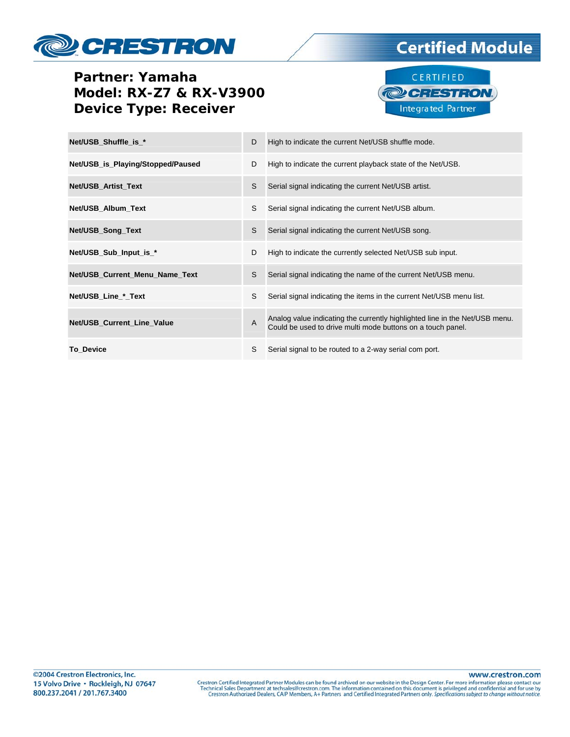**Partner: Yamaha**
**Model: RX-Z7 & RX-V3900**
**Device Type: Receiver**

| | | |
|---|---|---|
| **Net/USB_Shuffle_is_*** | D | High to indicate the current Net/USB shuffle mode. |
| **Net/USB_is_Playing/Stopped/Paused** | D | High to indicate the current playback state of the Net/USB. |
| **Net/USB_Artist_Text** | S | Serial signal indicating the current Net/USB artist. |
| **Net/USB_Album_Text** | S | Serial signal indicating the current Net/USB album. |
| **Net/USB_Song_Text** | S | Serial signal indicating the current Net/USB song. |
| **Net/USB_Sub_Input_is_*** | D | High to indicate the currently selected Net/USB sub input. |
| **Net/USB_Current_Menu_Name_Text** | S | Serial signal indicating the name of the current Net/USB menu. |
| **Net/USB_Line_*_Text** | S | Serial signal indicating the items in the current Net/USB menu list. |
| **Net/USB_Current_Line_Value** | A | Analog value indicating the currently highlighted line in the Net/USB menu. Could be used to drive multi mode buttons on a touch panel. |
| **To_Device** | S | Serial signal to be routed to a 2-way serial com port. |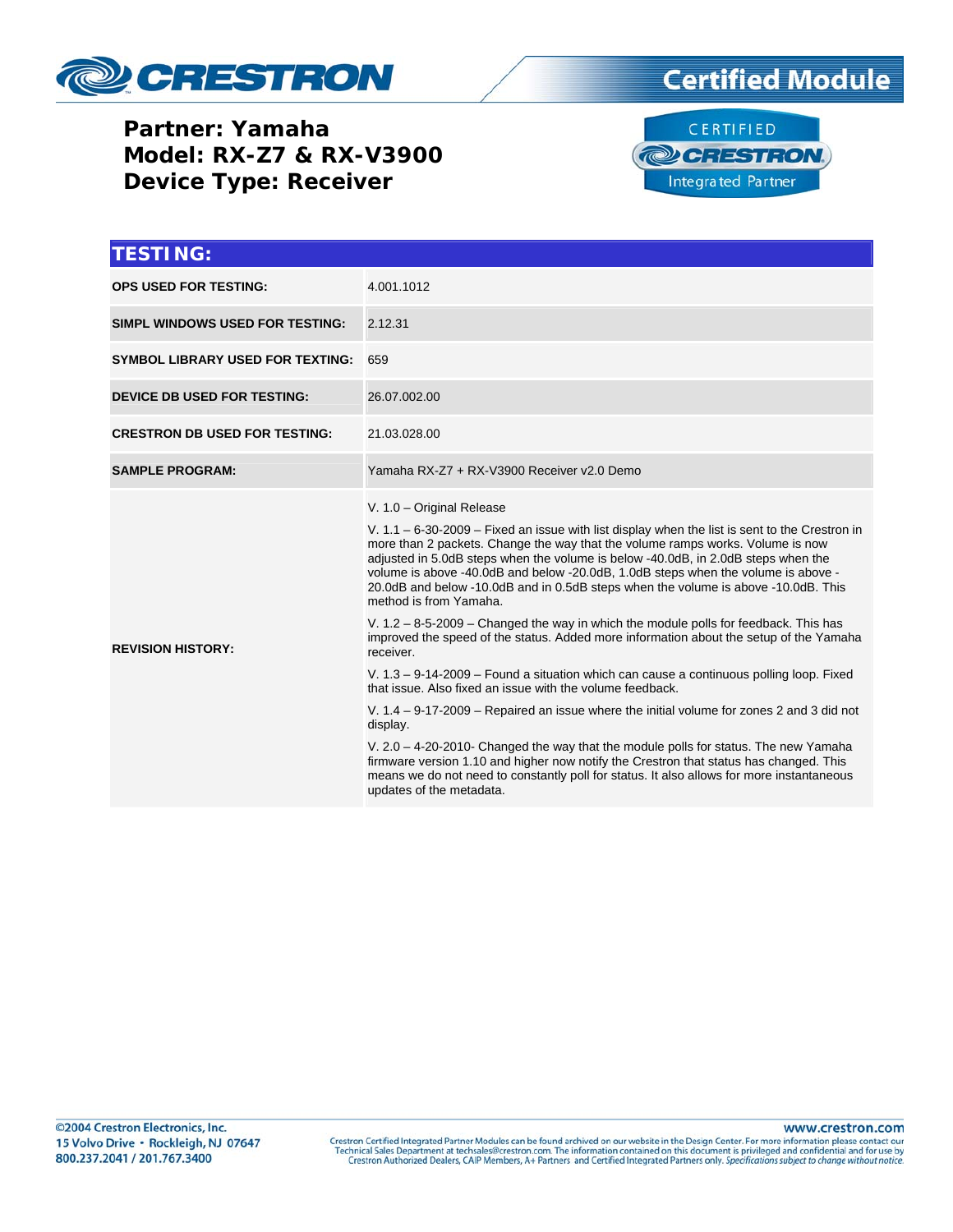**Partner: Yamaha**
**Model: RX-Z7 & RX-V3900**
**Device Type: Receiver**

## TESTING:

| | |
|---|---|
| **OPS USED FOR TESTING:** | 4.001.1012 |
| **SIMPL WINDOWS USED FOR TESTING:** | 2.12.31 |
| **SYMBOL LIBRARY USED FOR TEXTING:** | 659 |
| **DEVICE DB USED FOR TESTING:** | 26.07.002.00 |
| **CRESTRON DB USED FOR TESTING:** | 21.03.028.00 |
| **SAMPLE PROGRAM:** | Yamaha RX-Z7 + RX-V3900 Receiver v2.0 Demo |
| **REVISION HISTORY:** | V. 1.0 – Original Release<br><br>V. 1.1 – 6-30-2009 – Fixed an issue with list display when the list is sent to the Crestron in more than 2 packets. Change the way that the volume ramps works. Volume is now adjusted in 5.0dB steps when the volume is below -40.0dB, in 2.0dB steps when the volume is above -40.0dB and below -20.0dB, 1.0dB steps when the volume is above -20.0dB and below -10.0dB and in 0.5dB steps when the volume is above -10.0dB. This method is from Yamaha.<br><br>V. 1.2 – 8-5-2009 – Changed the way in which the module polls for feedback. This has improved the speed of the status. Added more information about the setup of the Yamaha receiver.<br><br>V. 1.3 – 9-14-2009 – Found a situation which can cause a continuous polling loop. Fixed that issue. Also fixed an issue with the volume feedback.<br><br>V. 1.4 – 9-17-2009 – Repaired an issue where the initial volume for zones 2 and 3 did not display.<br><br>V. 2.0 – 4-20-2010- Changed the way that the module polls for status. The new Yamaha firmware version 1.10 and higher now notify the Crestron that status has changed. This means we do not need to constantly poll for status. It also allows for more instantaneous updates of the metadata. |